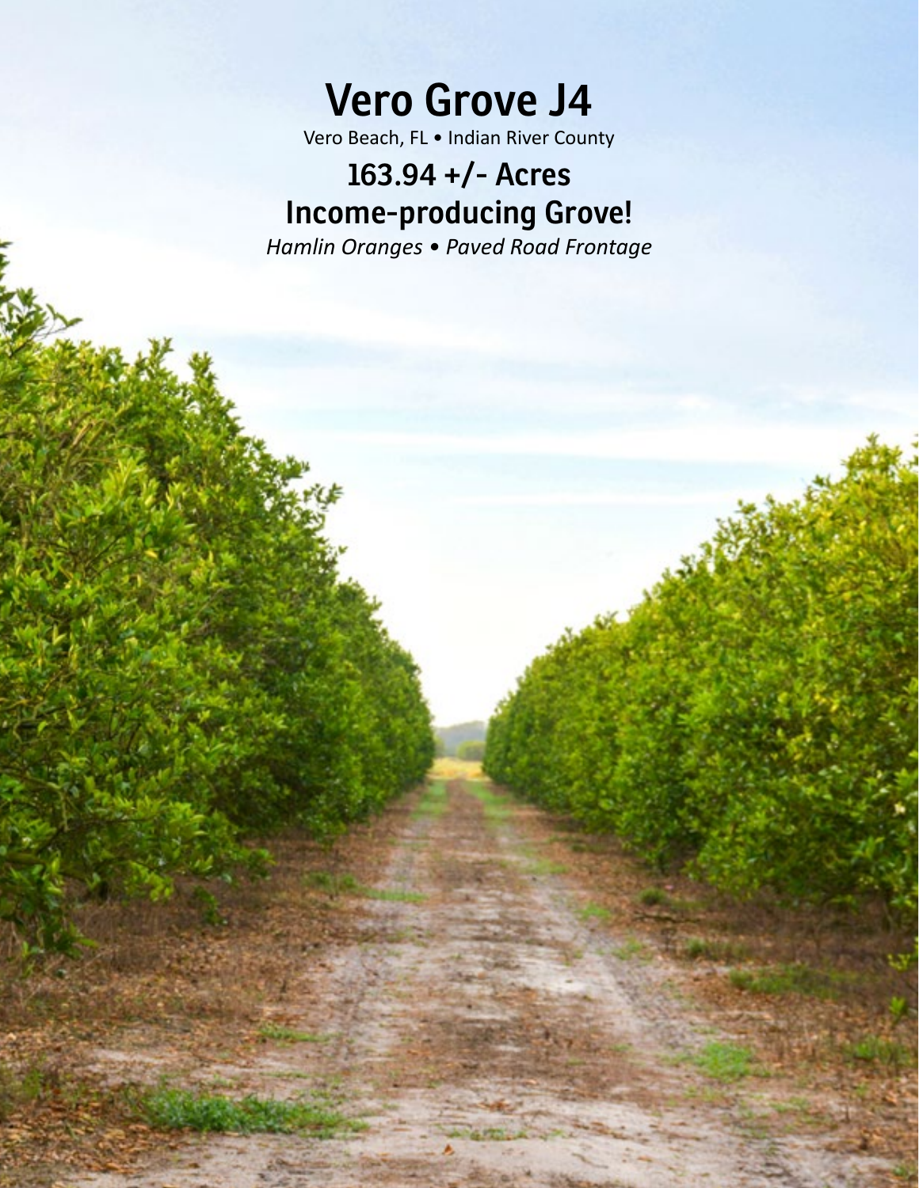# Vero Grove J4

Vero Beach, FL • Indian River County

## 163.94 +/- Acres
## Income-producing Grove!

*Hamlin Oranges • Paved Road Frontage*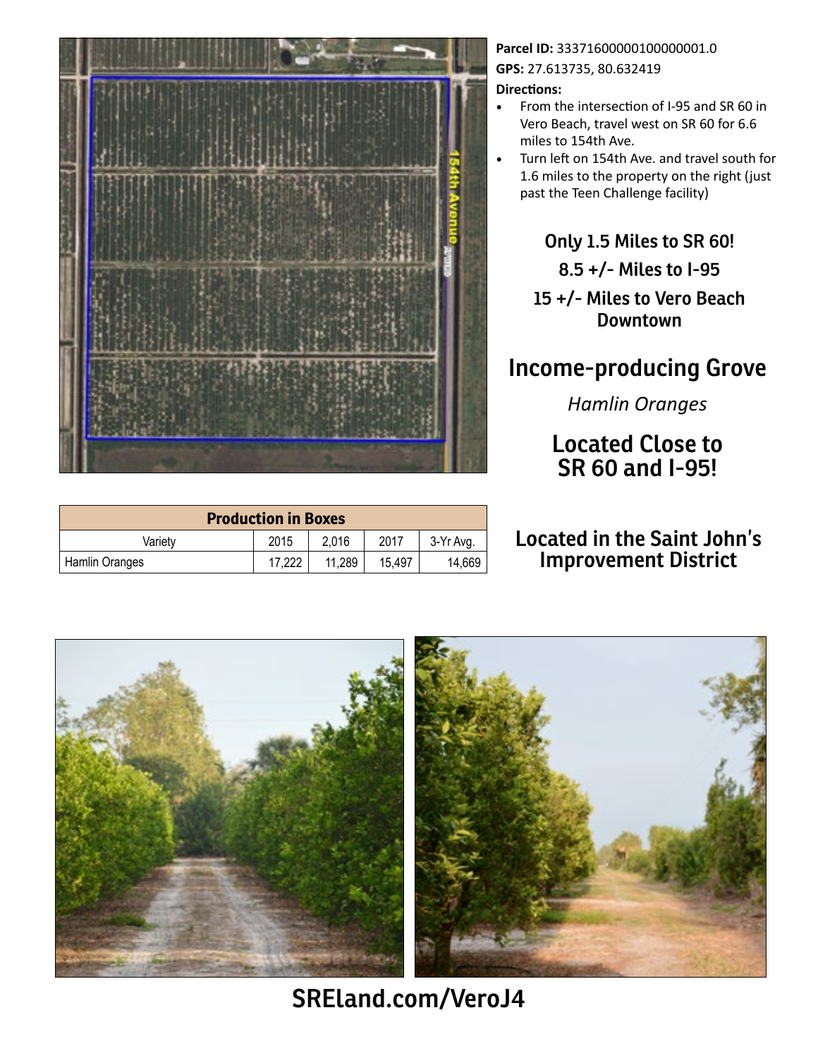**Parcel ID:** 33371600000100000001.0

**GPS:** 27.613735, 80.632419

**Directions:**

- From the intersection of I-95 and SR 60 in Vero Beach, travel west on SR 60 for 6.6 miles to 154th Ave.
- Turn left on 154th Ave. and travel south for 1.6 miles to the property on the right (just past the Teen Challenge facility)

**Only 1.5 Miles to SR 60!**

**8.5 +/- Miles to I-95**

**15 +/- Miles to Vero Beach Downtown**

## Income-producing Grove

*Hamlin Oranges*

### Located Close to SR 60 and I-95!

| Production in Boxes | | | | |
|---|---|---|---|---|
| Variety | 2015 | 2,016 | 2017 | 3-Yr Avg. |
| Hamlin Oranges | 17,222 | 11,289 | 15,497 | 14,669 |

### Located in the Saint John's Improvement District

**SRELand.com/VeroJ4**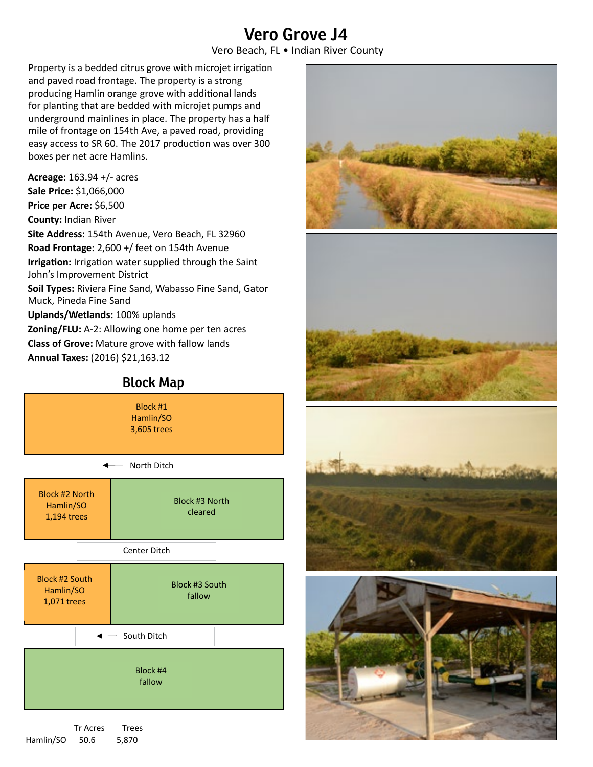# Vero Grove J4

Vero Beach, FL • Indian River County

Property is a bedded citrus grove with microjet irrigation and paved road frontage. The property is a strong producing Hamlin orange grove with additional lands for planting that are bedded with microjet pumps and underground mainlines in place. The property has a half mile of frontage on 154th Ave, a paved road, providing easy access to SR 60. The 2017 production was over 300 boxes per net acre Hamlins.

**Acreage:** 163.94 +/- acres
**Sale Price:** $1,066,000
**Price per Acre:** $6,500
**County:** Indian River
**Site Address:** 154th Avenue, Vero Beach, FL 32960
**Road Frontage:** 2,600 +/ feet on 154th Avenue
**Irrigation:** Irrigation water supplied through the Saint John's Improvement District
**Soil Types:** Riviera Fine Sand, Wabasso Fine Sand, Gator Muck, Pineda Fine Sand
**Uplands/Wetlands:** 100% uplands
**Zoning/FLU:** A-2: Allowing one home per ten acres
**Class of Grove:** Mature grove with fallow lands
**Annual Taxes:** (2016) $21,163.12

## Block Map

Block #1
Hamlin/SO
3,605 trees

← North Ditch

Block #2 North
Hamlin/SO
1,194 trees

Block #3 North
cleared

Center Ditch

Block #2 South
Hamlin/SO
1,071 trees

Block #3 South
fallow

← South Ditch

Block #4
fallow

| | Tr Acres | Trees |
|---|---|---|
| Hamlin/SO | 50.6 | 5,870 |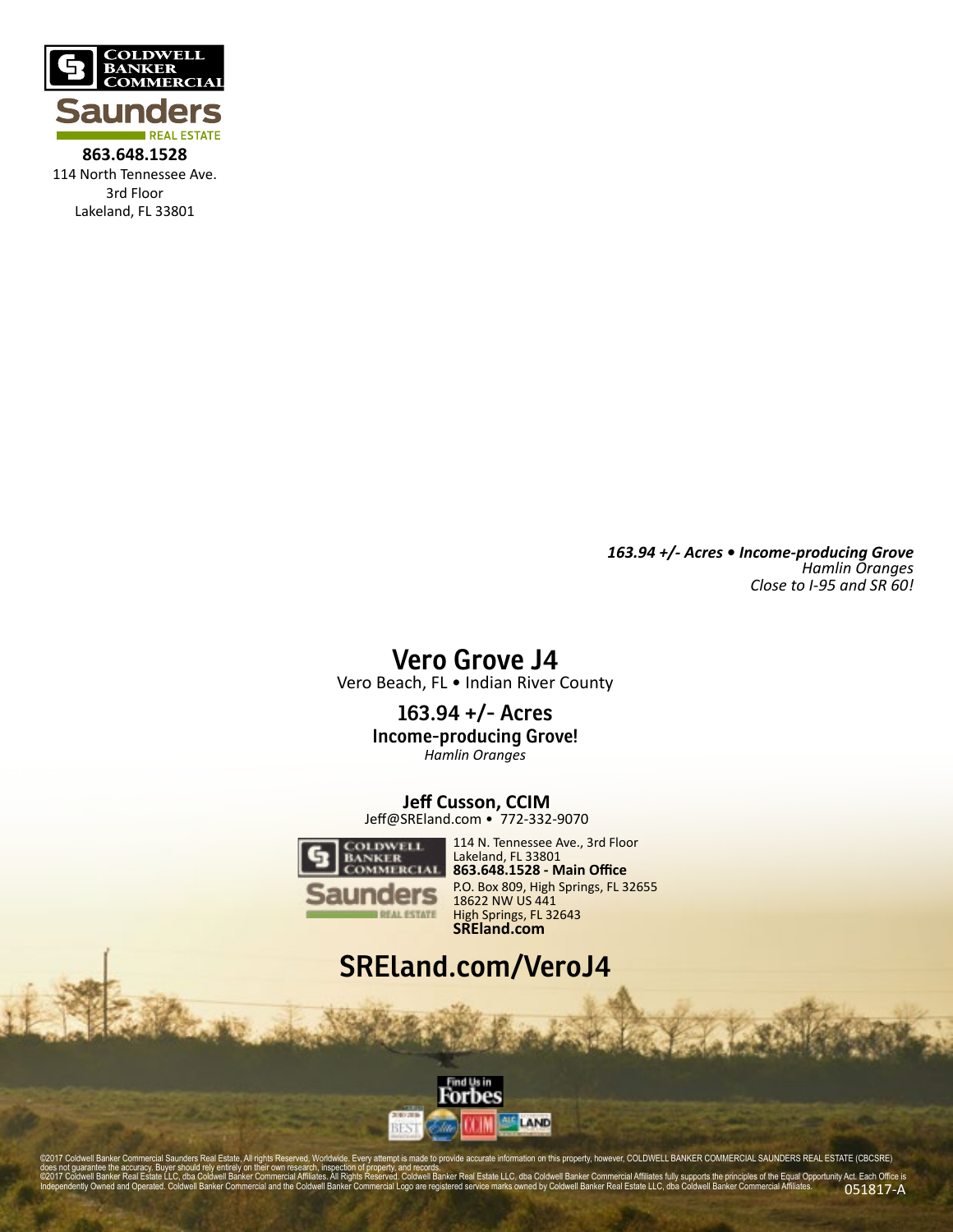**COLDWELL BANKER COMMERCIAL**

**Saunders**
REAL ESTATE

**863.648.1528**
114 North Tennessee Ave.
3rd Floor
Lakeland, FL 33801

***163.94 +/- Acres • Income-producing Grove***
*Hamlin Oranges*
*Close to I-95 and SR 60!*

# Vero Grove J4

Vero Beach, FL • Indian River County

## 163.94 +/- Acres

### Income-producing Grove!

*Hamlin Oranges*

**Jeff Cusson, CCIM**
Jeff@SREland.com • 772-332-9070

114 N. Tennessee Ave., 3rd Floor
Lakeland, FL 33801
**863.648.1528 - Main Office**
P.O. Box 809, High Springs, FL 32655
18622 NW US 441
High Springs, FL 32643
**SREland.com**

## SREland.com/VeroJ4

Find Us in Forbes

©2017 Coldwell Banker Commercial Saunders Real Estate, All rights Reserved, Worldwide. Every attempt is made to provide accurate information on this property, however, COLDWELL BANKER COMMERCIAL SAUNDERS REAL ESTATE (CBCSRE) does not guarantee the accuracy. Buyer should rely entirely on their own research, inspection of property, and records.
©2017 Coldwell Banker Real Estate LLC, dba Coldwell Banker Commercial Affiliates. All Rights Reserved. Coldwell Banker Real Estate LLC, dba Coldwell Banker Commercial Affiliates fully supports the principles of the Equal Opportunity Act. Each Office is Independently Owned and Operated. Coldwell Banker Commercial and the Coldwell Banker Commercial Logo are registered service marks owned by Coldwell Banker Real Estate LLC, dba Coldwell Banker Commercial Affiliates.

051817-A